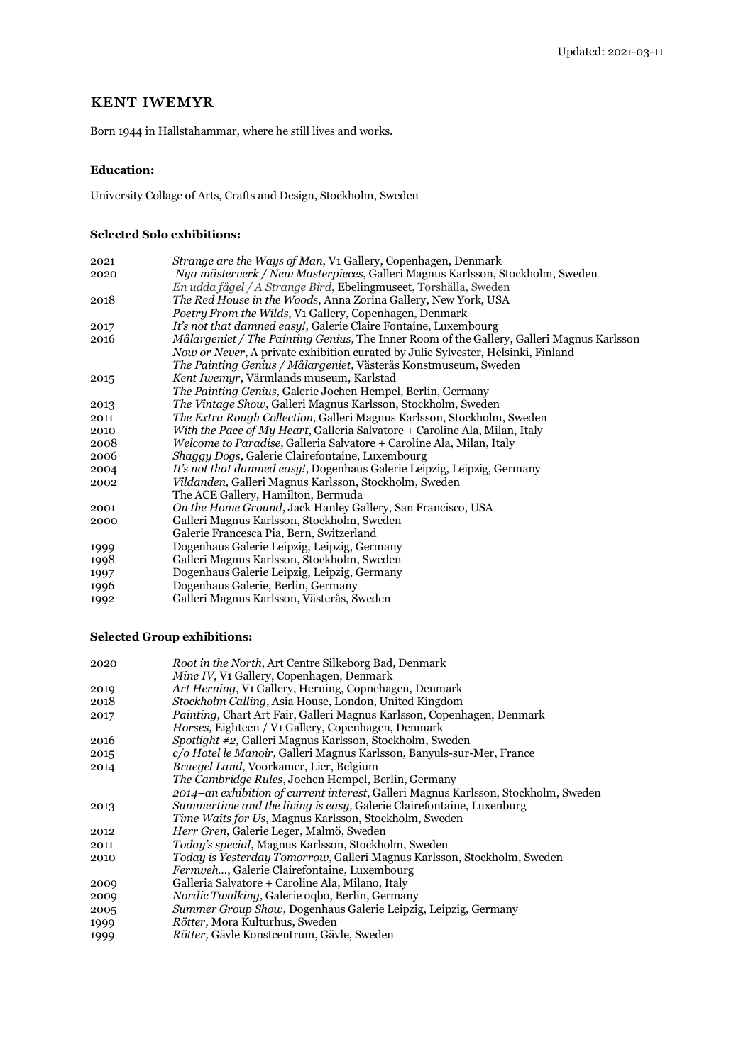Updated: 2021-03-11

# KENT IWEMYR

Born 1944 in Hallstahammar, where he still lives and works.

**Education:**

University Collage of Arts, Crafts and Design, Stockholm, Sweden

**Selected Solo exhibitions:**

| | |
|---|---|
| 2021 | *Strange are the Ways of Man*, V1 Gallery, Copenhagen, Denmark |
| 2020 | *Nya mästerverk / New Masterpieces*, Galleri Magnus Karlsson, Stockholm, Sweden |
| | *En udda fågel / A Strange Bird*, Ebelingmuseet, Torshälla, Sweden |
| 2018 | *The Red House in the Woods*, Anna Zorina Gallery, New York, USA |
| | *Poetry From the Wilds*, V1 Gallery, Copenhagen, Denmark |
| 2017 | *It's not that damned easy!,* Galerie Claire Fontaine, Luxembourg |
| 2016 | *Målargeniet / The Painting Genius,* The Inner Room of the Gallery, Galleri Magnus Karlsson |
| | *Now or Never,* A private exhibition curated by Julie Sylvester, Helsinki, Finland |
| | *The Painting Genius / Målargeniet,* Västerås Konstmuseum, Sweden |
| 2015 | *Kent Iwemyr*, Värmlands museum, Karlstad |
| | *The Painting Genius,* Galerie Jochen Hempel, Berlin, Germany |
| 2013 | *The Vintage Show,* Galleri Magnus Karlsson, Stockholm, Sweden |
| 2011 | *The Extra Rough Collection,* Galleri Magnus Karlsson, Stockholm, Sweden |
| 2010 | *With the Pace of My Heart,* Galleria Salvatore + Caroline Ala, Milan, Italy |
| 2008 | *Welcome to Paradise,* Galleria Salvatore + Caroline Ala, Milan, Italy |
| 2006 | *Shaggy Dogs,* Galerie Clairefontaine, Luxembourg |
| 2004 | *It's not that damned easy!*, Dogenhaus Galerie Leipzig, Leipzig, Germany |
| 2002 | *Vildanden,* Galleri Magnus Karlsson, Stockholm, Sweden |
| | The ACE Gallery, Hamilton, Bermuda |
| 2001 | *On the Home Ground*, Jack Hanley Gallery, San Francisco, USA |
| 2000 | Galleri Magnus Karlsson, Stockholm, Sweden |
| | Galerie Francesca Pia, Bern, Switzerland |
| 1999 | Dogenhaus Galerie Leipzig, Leipzig, Germany |
| 1998 | Galleri Magnus Karlsson, Stockholm, Sweden |
| 1997 | Dogenhaus Galerie Leipzig, Leipzig, Germany |
| 1996 | Dogenhaus Galerie, Berlin, Germany |
| 1992 | Galleri Magnus Karlsson, Västerås, Sweden |

**Selected Group exhibitions:**

| | |
|---|---|
| 2020 | *Root in the North*, Art Centre Silkeborg Bad, Denmark |
| | *Mine IV*, V1 Gallery, Copenhagen, Denmark |
| 2019 | *Art Herning*, V1 Gallery, Herning, Copnehagen, Denmark |
| 2018 | *Stockholm Calling*, Asia House, London, United Kingdom |
| 2017 | *Painting,* Chart Art Fair, Galleri Magnus Karlsson, Copenhagen, Denmark |
| | *Horses,* Eighteen / V1 Gallery, Copenhagen, Denmark |
| 2016 | *Spotlight #2,* Galleri Magnus Karlsson, Stockholm, Sweden |
| 2015 | *c/o Hotel le Manoir,* Galleri Magnus Karlsson, Banyuls-sur-Mer, France |
| 2014 | *Bruegel Land*, Voorkamer, Lier, Belgium |
| | *The Cambridge Rules*, Jochen Hempel, Berlin, Germany |
| | *2014–an exhibition of current interest*, Galleri Magnus Karlsson, Stockholm, Sweden |
| 2013 | *Summertime and the living is easy,* Galerie Clairefontaine, Luxenburg |
| | *Time Waits for Us*, Magnus Karlsson, Stockholm, Sweden |
| 2012 | *Herr Gren*, Galerie Leger, Malmö, Sweden |
| 2011 | *Today's special*, Magnus Karlsson, Stockholm, Sweden |
| 2010 | *Today is Yesterday Tomorrow*, Galleri Magnus Karlsson, Stockholm, Sweden |
| | *Fernweh...*, Galerie Clairefontaine, Luxembourg |
| 2009 | Galleria Salvatore + Caroline Ala, Milano, Italy |
| 2009 | *Nordic Twalking,* Galerie oqbo, Berlin, Germany |
| 2005 | *Summer Group Show*, Dogenhaus Galerie Leipzig, Leipzig, Germany |
| 1999 | *Rötter,* Mora Kulturhus, Sweden |
| 1999 | *Rötter,* Gävle Konstcentrum, Gävle, Sweden |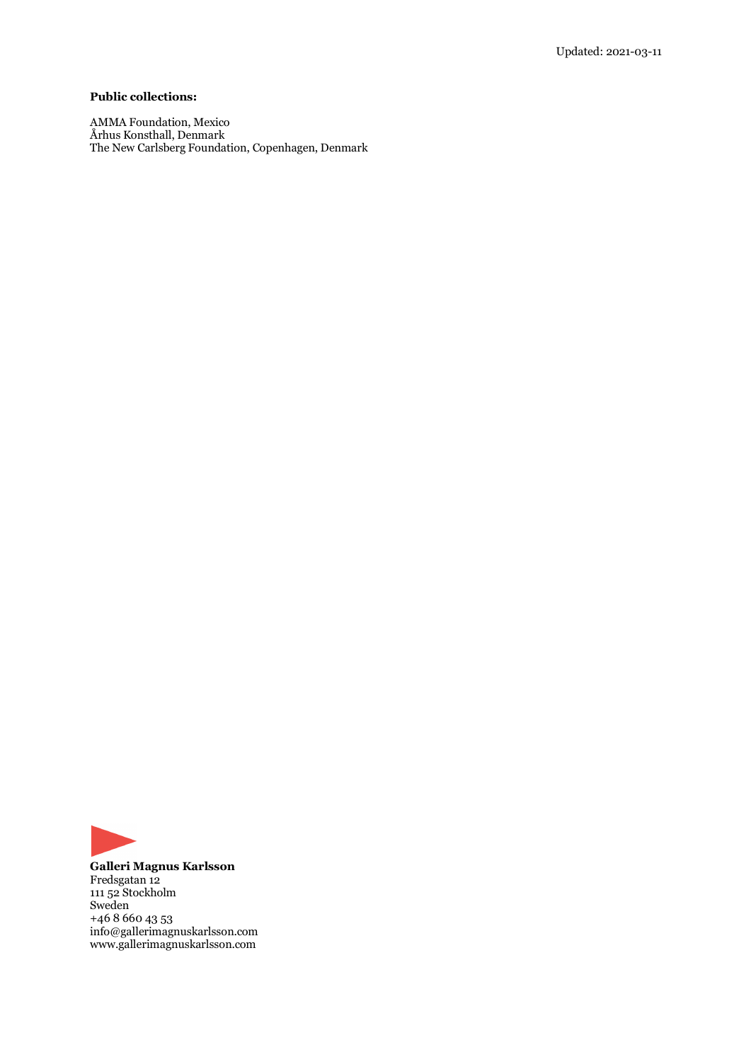Updated: 2021-03-11

**Public collections:**

AMMA Foundation, Mexico
Århus Konsthall, Denmark
The New Carlsberg Foundation, Copenhagen, Denmark

**Galleri Magnus Karlsson**
Fredsgatan 12
111 52 Stockholm
Sweden
+46 8 660 43 53
info@gallerimagnuskarlsson.com
www.gallerimagnuskarlsson.com